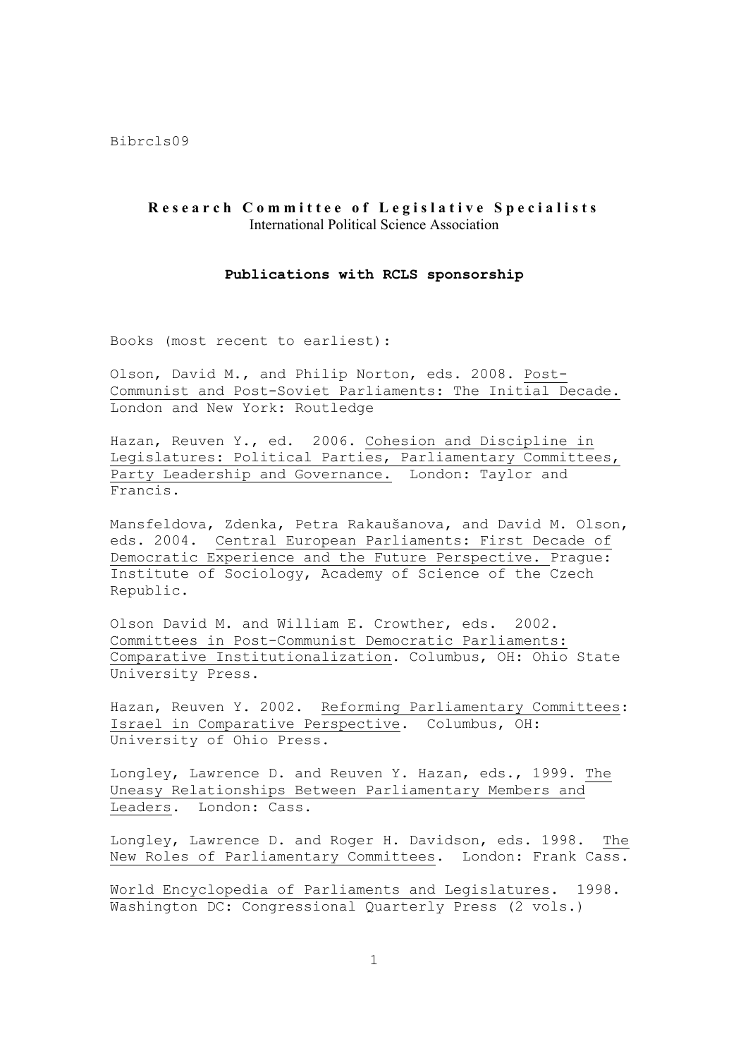Bibrcls09

## Research Committee of Legislative Specialists

International Political Science Association

### Publications with RCLS sponsorship

Books (most recent to earliest):

Olson, David M., and Philip Norton, eds. 2008. Post-Communist and Post-Soviet Parliaments: The Initial Decade. London and New York: Routledge

Hazan, Reuven Y., ed. 2006. Cohesion and Discipline in Legislatures: Political Parties, Parliamentary Committees, Party Leadership and Governance. London: Taylor and Francis.

Mansfeldova, Zdenka, Petra Rakaušanova, and David M. Olson, eds. 2004. Central European Parliaments: First Decade of Democratic Experience and the Future Perspective. Prague: Institute of Sociology, Academy of Science of the Czech Republic.

Olson David M. and William E. Crowther, eds. 2002. Committees in Post-Communist Democratic Parliaments: Comparative Institutionalization. Columbus, OH: Ohio State University Press.

Hazan, Reuven Y. 2002. Reforming Parliamentary Committees: Israel in Comparative Perspective. Columbus, OH: University of Ohio Press.

Longley, Lawrence D. and Reuven Y. Hazan, eds., 1999. The Uneasy Relationships Between Parliamentary Members and Leaders. London: Cass.

Longley, Lawrence D. and Roger H. Davidson, eds. 1998. The New Roles of Parliamentary Committees. London: Frank Cass.

World Encyclopedia of Parliaments and Legislatures. 1998. Washington DC: Congressional Quarterly Press (2 vols.)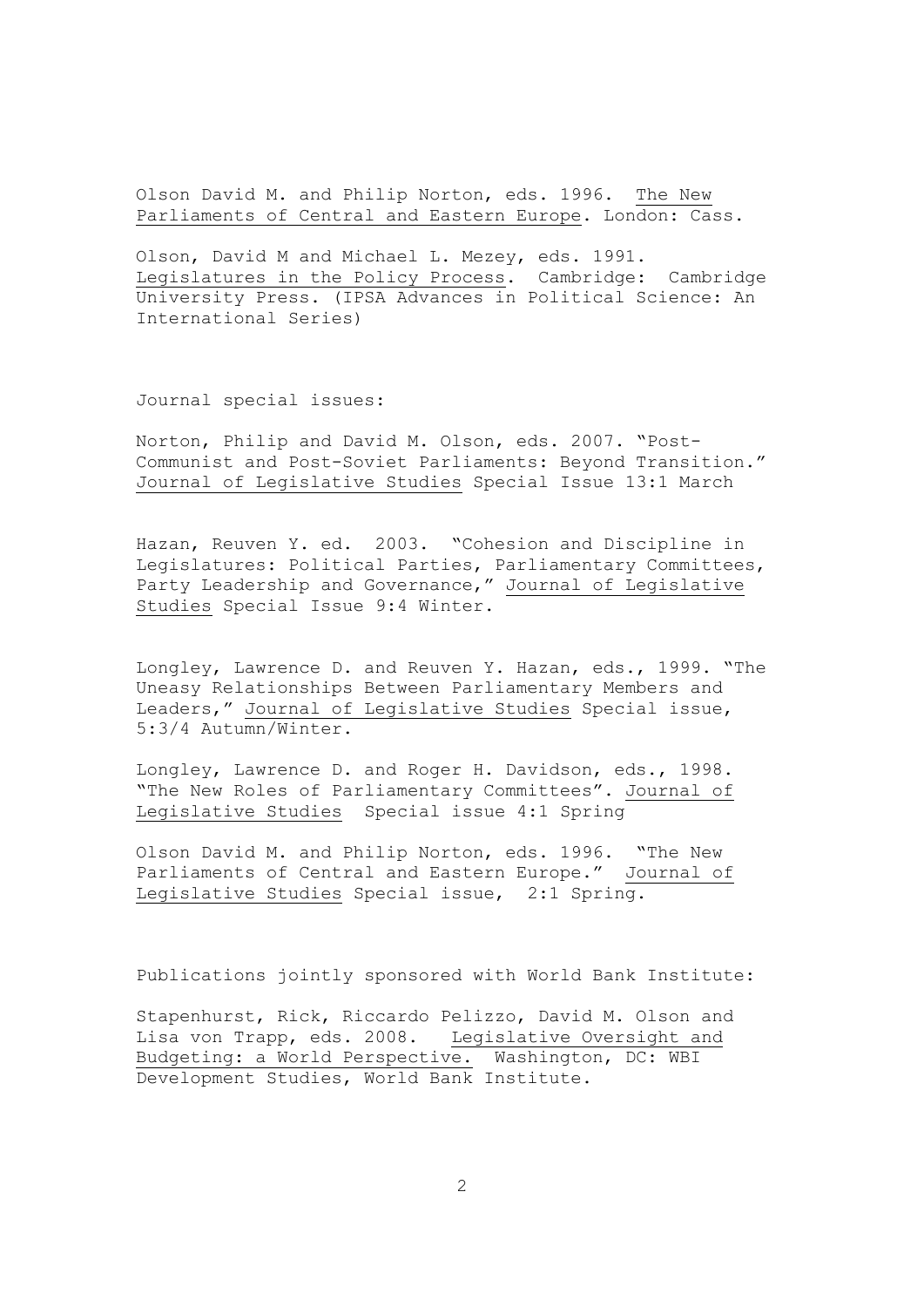Olson David M. and Philip Norton, eds. 1996. The New Parliaments of Central and Eastern Europe. London: Cass.

Olson, David M and Michael L. Mezey, eds. 1991. Legislatures in the Policy Process. Cambridge: Cambridge University Press. (IPSA Advances in Political Science: An International Series)

Journal special issues:

Norton, Philip and David M. Olson, eds. 2007. "Post-Communist and Post-Soviet Parliaments: Beyond Transition." Journal of Legislative Studies Special Issue 13:1 March

Hazan, Reuven Y. ed. 2003. "Cohesion and Discipline in Legislatures: Political Parties, Parliamentary Committees, Party Leadership and Governance," Journal of Legislative Studies Special Issue 9:4 Winter.

Longley, Lawrence D. and Reuven Y. Hazan, eds., 1999. "The Uneasy Relationships Between Parliamentary Members and Leaders," Journal of Legislative Studies Special issue, 5:3/4 Autumn/Winter.

Longley, Lawrence D. and Roger H. Davidson, eds., 1998. "The New Roles of Parliamentary Committees". Journal of Legislative Studies Special issue 4:1 Spring

Olson David M. and Philip Norton, eds. 1996. "The New Parliaments of Central and Eastern Europe." Journal of Legislative Studies Special issue, 2:1 Spring.

Publications jointly sponsored with World Bank Institute:

Stapenhurst, Rick, Riccardo Pelizzo, David M. Olson and Lisa von Trapp, eds. 2008. Legislative Oversight and Budgeting: a World Perspective. Washington, DC: WBI Development Studies, World Bank Institute.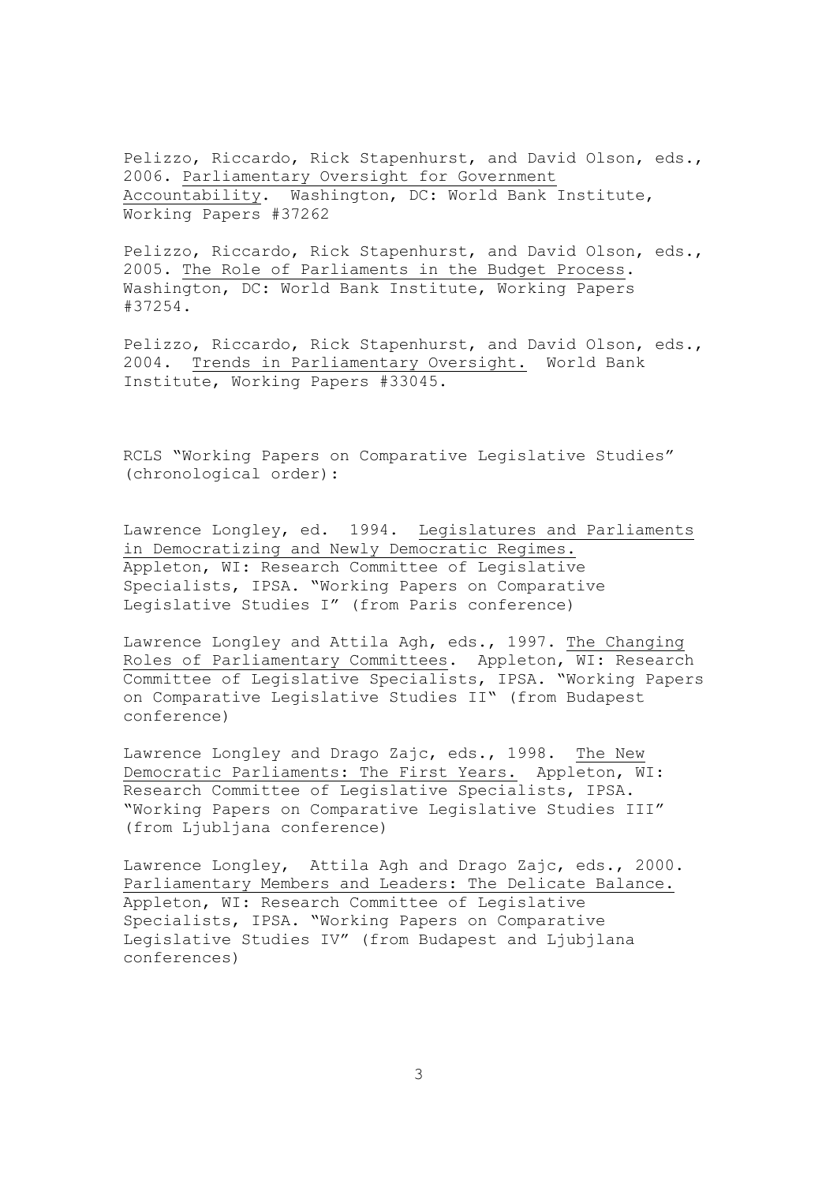Pelizzo, Riccardo, Rick Stapenhurst, and David Olson, eds., 2006. <u>Parliamentary Oversight for Government Accountability</u>. Washington, DC: World Bank Institute, Working Papers #37262

Pelizzo, Riccardo, Rick Stapenhurst, and David Olson, eds., 2005. <u>The Role of Parliaments in the Budget Process</u>. Washington, DC: World Bank Institute, Working Papers #37254.

Pelizzo, Riccardo, Rick Stapenhurst, and David Olson, eds., 2004. <u>Trends in Parliamentary Oversight.</u> World Bank Institute, Working Papers #33045.

RCLS "Working Papers on Comparative Legislative Studies" (chronological order):

Lawrence Longley, ed. 1994. <u>Legislatures and Parliaments in Democratizing and Newly Democratic Regimes.</u> Appleton, WI: Research Committee of Legislative Specialists, IPSA. "Working Papers on Comparative Legislative Studies I" (from Paris conference)

Lawrence Longley and Attila Agh, eds., 1997. <u>The Changing Roles of Parliamentary Committees</u>. Appleton, WI: Research Committee of Legislative Specialists, IPSA. "Working Papers on Comparative Legislative Studies II" (from Budapest conference)

Lawrence Longley and Drago Zajc, eds., 1998. <u>The New Democratic Parliaments: The First Years.</u> Appleton, WI: Research Committee of Legislative Specialists, IPSA. "Working Papers on Comparative Legislative Studies III" (from Ljubljana conference)

Lawrence Longley, Attila Agh and Drago Zajc, eds., 2000. <u>Parliamentary Members and Leaders: The Delicate Balance.</u> Appleton, WI: Research Committee of Legislative Specialists, IPSA. "Working Papers on Comparative Legislative Studies IV" (from Budapest and Ljubljana conferences)